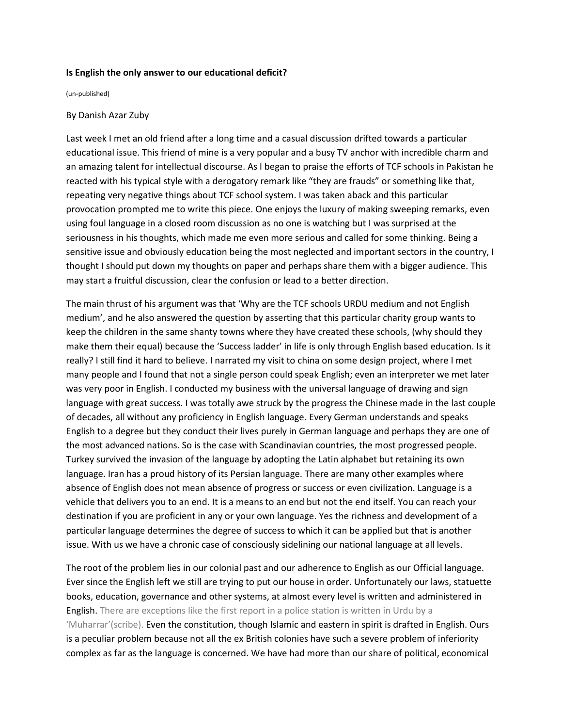**Is English the only answer to our educational deficit?**

(un-published)

By Danish Azar Zuby

Last week I met an old friend after a long time and a casual discussion drifted towards a particular educational issue. This friend of mine is a very popular and a busy TV anchor with incredible charm and an amazing talent for intellectual discourse. As I began to praise the efforts of TCF schools in Pakistan he reacted with his typical style with a derogatory remark like "they are frauds" or something like that, repeating very negative things about TCF school system. I was taken aback and this particular provocation prompted me to write this piece. One enjoys the luxury of making sweeping remarks, even using foul language in a closed room discussion as no one is watching but I was surprised at the seriousness in his thoughts, which made me even more serious and called for some thinking. Being a sensitive issue and obviously education being the most neglected and important sectors in the country, I thought I should put down my thoughts on paper and perhaps share them with a bigger audience. This may start a fruitful discussion, clear the confusion or lead to a better direction.

The main thrust of his argument was that 'Why are the TCF schools URDU medium and not English medium', and he also answered the question by asserting that this particular charity group wants to keep the children in the same shanty towns where they have created these schools, (why should they make them their equal) because the 'Success ladder' in life is only through English based education. Is it really? I still find it hard to believe. I narrated my visit to china on some design project, where I met many people and I found that not a single person could speak English; even an interpreter we met later was very poor in English. I conducted my business with the universal language of drawing and sign language with great success. I was totally awe struck by the progress the Chinese made in the last couple of decades, all without any proficiency in English language. Every German understands and speaks English to a degree but they conduct their lives purely in German language and perhaps they are one of the most advanced nations. So is the case with Scandinavian countries, the most progressed people. Turkey survived the invasion of the language by adopting the Latin alphabet but retaining its own language. Iran has a proud history of its Persian language. There are many other examples where absence of English does not mean absence of progress or success or even civilization. Language is a vehicle that delivers you to an end. It is a means to an end but not the end itself. You can reach your destination if you are proficient in any or your own language. Yes the richness and development of a particular language determines the degree of success to which it can be applied but that is another issue. With us we have a chronic case of consciously sidelining our national language at all levels.

The root of the problem lies in our colonial past and our adherence to English as our Official language. Ever since the English left we still are trying to put our house in order. Unfortunately our laws, statuette books, education, governance and other systems, at almost every level is written and administered in English. There are exceptions like the first report in a police station is written in Urdu by a 'Muharrar'(scribe). Even the constitution, though Islamic and eastern in spirit is drafted in English. Ours is a peculiar problem because not all the ex British colonies have such a severe problem of inferiority complex as far as the language is concerned. We have had more than our share of political, economical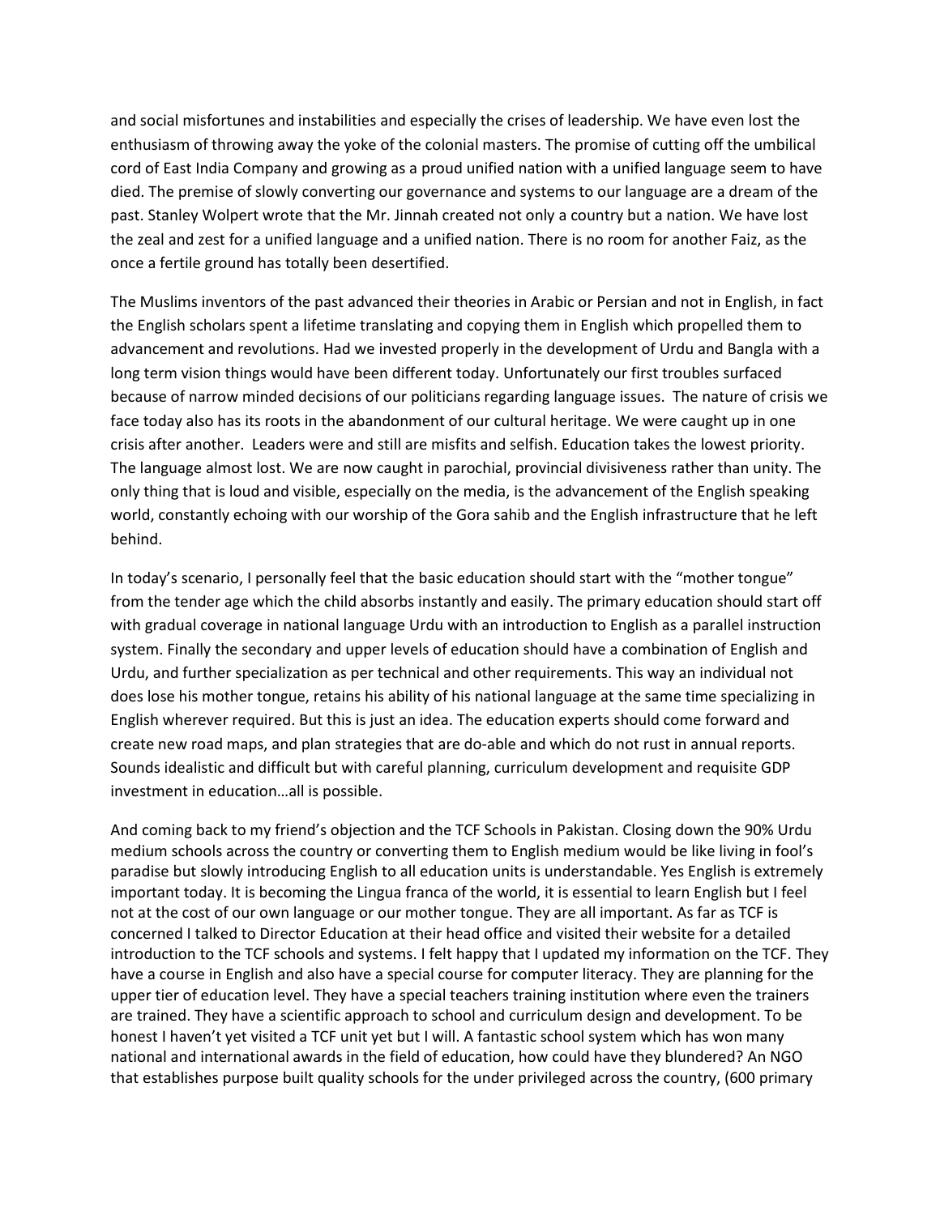and social misfortunes and instabilities and especially the crises of leadership. We have even lost the enthusiasm of throwing away the yoke of the colonial masters. The promise of cutting off the umbilical cord of East India Company and growing as a proud unified nation with a unified language seem to have died. The premise of slowly converting our governance and systems to our language are a dream of the past. Stanley Wolpert wrote that the Mr. Jinnah created not only a country but a nation. We have lost the zeal and zest for a unified language and a unified nation. There is no room for another Faiz, as the once a fertile ground has totally been desertified.

The Muslims inventors of the past advanced their theories in Arabic or Persian and not in English, in fact the English scholars spent a lifetime translating and copying them in English which propelled them to advancement and revolutions. Had we invested properly in the development of Urdu and Bangla with a long term vision things would have been different today. Unfortunately our first troubles surfaced because of narrow minded decisions of our politicians regarding language issues. The nature of crisis we face today also has its roots in the abandonment of our cultural heritage. We were caught up in one crisis after another. Leaders were and still are misfits and selfish. Education takes the lowest priority. The language almost lost. We are now caught in parochial, provincial divisiveness rather than unity. The only thing that is loud and visible, especially on the media, is the advancement of the English speaking world, constantly echoing with our worship of the Gora sahib and the English infrastructure that he left behind.

In today's scenario, I personally feel that the basic education should start with the "mother tongue" from the tender age which the child absorbs instantly and easily. The primary education should start off with gradual coverage in national language Urdu with an introduction to English as a parallel instruction system. Finally the secondary and upper levels of education should have a combination of English and Urdu, and further specialization as per technical and other requirements. This way an individual not does lose his mother tongue, retains his ability of his national language at the same time specializing in English wherever required. But this is just an idea. The education experts should come forward and create new road maps, and plan strategies that are do-able and which do not rust in annual reports. Sounds idealistic and difficult but with careful planning, curriculum development and requisite GDP investment in education…all is possible.

And coming back to my friend's objection and the TCF Schools in Pakistan. Closing down the 90% Urdu medium schools across the country or converting them to English medium would be like living in fool's paradise but slowly introducing English to all education units is understandable. Yes English is extremely important today. It is becoming the Lingua franca of the world, it is essential to learn English but I feel not at the cost of our own language or our mother tongue. They are all important. As far as TCF is concerned I talked to Director Education at their head office and visited their website for a detailed introduction to the TCF schools and systems. I felt happy that I updated my information on the TCF. They have a course in English and also have a special course for computer literacy. They are planning for the upper tier of education level. They have a special teachers training institution where even the trainers are trained. They have a scientific approach to school and curriculum design and development. To be honest I haven't yet visited a TCF unit yet but I will. A fantastic school system which has won many national and international awards in the field of education, how could have they blundered? An NGO that establishes purpose built quality schools for the under privileged across the country, (600 primary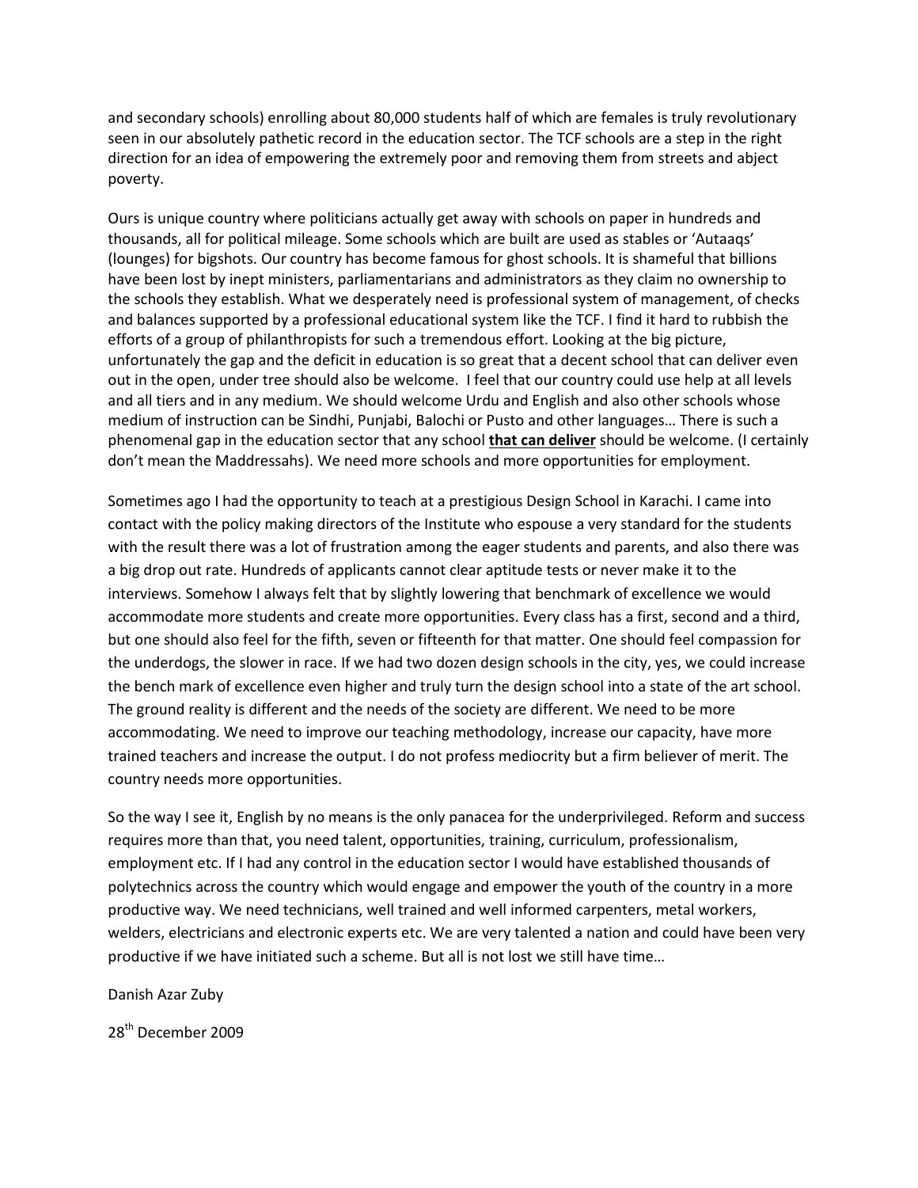and secondary schools) enrolling about 80,000 students half of which are females is truly revolutionary seen in our absolutely pathetic record in the education sector. The TCF schools are a step in the right direction for an idea of empowering the extremely poor and removing them from streets and abject poverty.

Ours is unique country where politicians actually get away with schools on paper in hundreds and thousands, all for political mileage. Some schools which are built are used as stables or 'Autaaqs' (lounges) for bigshots. Our country has become famous for ghost schools. It is shameful that billions have been lost by inept ministers, parliamentarians and administrators as they claim no ownership to the schools they establish. What we desperately need is professional system of management, of checks and balances supported by a professional educational system like the TCF. I find it hard to rubbish the efforts of a group of philanthropists for such a tremendous effort. Looking at the big picture, unfortunately the gap and the deficit in education is so great that a decent school that can deliver even out in the open, under tree should also be welcome. I feel that our country could use help at all levels and all tiers and in any medium. We should welcome Urdu and English and also other schools whose medium of instruction can be Sindhi, Punjabi, Balochi or Pusto and other languages… There is such a phenomenal gap in the education sector that any school **<u>that can deliver</u>** should be welcome. (I certainly don't mean the Maddressahs). We need more schools and more opportunities for employment.

Sometimes ago I had the opportunity to teach at a prestigious Design School in Karachi. I came into contact with the policy making directors of the Institute who espouse a very standard for the students with the result there was a lot of frustration among the eager students and parents, and also there was a big drop out rate. Hundreds of applicants cannot clear aptitude tests or never make it to the interviews. Somehow I always felt that by slightly lowering that benchmark of excellence we would accommodate more students and create more opportunities. Every class has a first, second and a third, but one should also feel for the fifth, seven or fifteenth for that matter. One should feel compassion for the underdogs, the slower in race. If we had two dozen design schools in the city, yes, we could increase the bench mark of excellence even higher and truly turn the design school into a state of the art school. The ground reality is different and the needs of the society are different. We need to be more accommodating. We need to improve our teaching methodology, increase our capacity, have more trained teachers and increase the output. I do not profess mediocrity but a firm believer of merit. The country needs more opportunities.

So the way I see it, English by no means is the only panacea for the underprivileged. Reform and success requires more than that, you need talent, opportunities, training, curriculum, professionalism, employment etc. If I had any control in the education sector I would have established thousands of polytechnics across the country which would engage and empower the youth of the country in a more productive way. We need technicians, well trained and well informed carpenters, metal workers, welders, electricians and electronic experts etc. We are very talented a nation and could have been very productive if we have initiated such a scheme. But all is not lost we still have time…

Danish Azar Zuby

28th December 2009